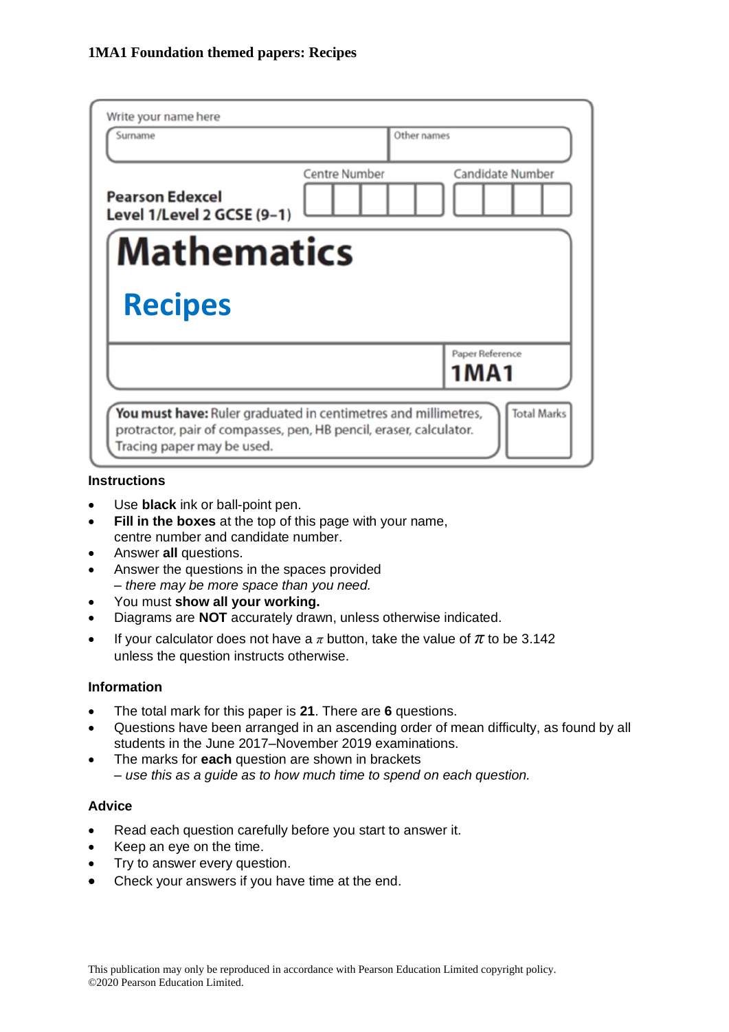**1MA1 Foundation themed papers: Recipes**

Write your name here

| Surname | Other names |
|---|---|
| | |

**Pearson Edexcel Level 1/Level 2 GCSE (9–1)**

Centre Number | Candidate Number

# Mathematics

## Recipes

Paper Reference **1MA1**

**You must have:** Ruler graduated in centimetres and millimetres, protractor, pair of compasses, pen, HB pencil, eraser, calculator. Tracing paper may be used.

Total Marks

### Instructions

- Use **black** ink or ball-point pen.
- **Fill in the boxes** at the top of this page with your name, centre number and candidate number.
- Answer **all** questions.
- Answer the questions in the spaces provided – *there may be more space than you need.*
- You must **show all your working.**
- Diagrams are **NOT** accurately drawn, unless otherwise indicated.
- If your calculator does not have a $\pi$ button, take the value of $\pi$ to be 3.142 unless the question instructs otherwise.

### Information

- The total mark for this paper is **21**. There are **6** questions.
- Questions have been arranged in an ascending order of mean difficulty, as found by all students in the June 2017–November 2019 examinations.
- The marks for **each** question are shown in brackets – *use this as a guide as to how much time to spend on each question.*

### Advice

- Read each question carefully before you start to answer it.
- Keep an eye on the time.
- Try to answer every question.
- Check your answers if you have time at the end.

This publication may only be reproduced in accordance with Pearson Education Limited copyright policy.
©2020 Pearson Education Limited.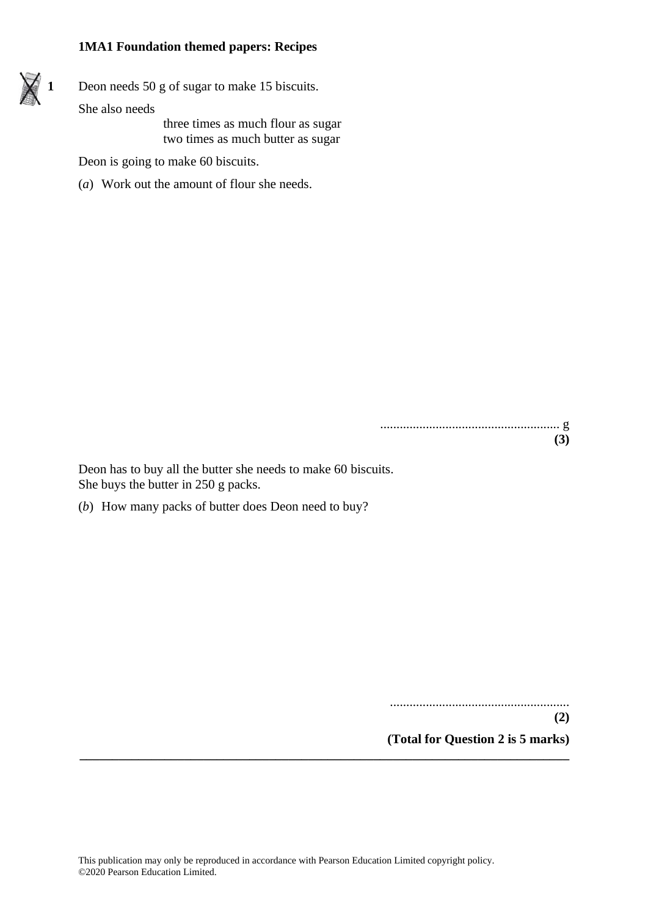**1MA1 Foundation themed papers: Recipes**

**1** Deon needs 50 g of sugar to make 15 biscuits.

She also needs

three times as much flour as sugar
two times as much butter as sugar

Deon is going to make 60 biscuits.

(*a*) Work out the amount of flour she needs.

........................................................ g
**(3)**

Deon has to buy all the butter she needs to make 60 biscuits.
She buys the butter in 250 g packs.

(*b*) How many packs of butter does Deon need to buy?

........................................................
**(2)**

**(Total for Question 2 is 5 marks)**

---

This publication may only be reproduced in accordance with Pearson Education Limited copyright policy.
©2020 Pearson Education Limited.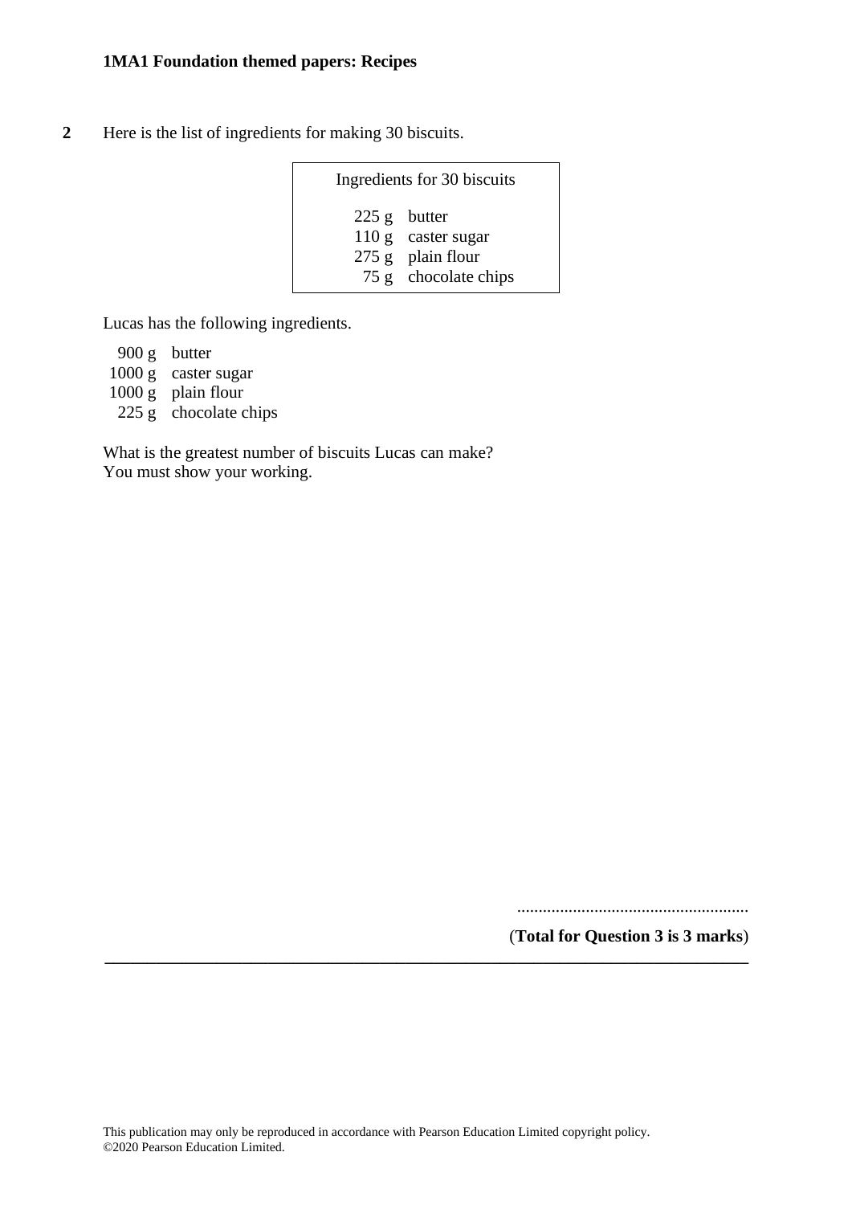**2** Here is the list of ingredients for making 30 biscuits.

| Ingredients for 30 biscuits | |
|---|---|
| 225 g | butter |
| 110 g | caster sugar |
| 275 g | plain flour |
| 75 g | chocolate chips |

Lucas has the following ingredients.

900 g butter
1000 g caster sugar
1000 g plain flour
225 g chocolate chips

What is the greatest number of biscuits Lucas can make?
You must show your working.

......................................................

(**Total for Question 3 is 3 marks**)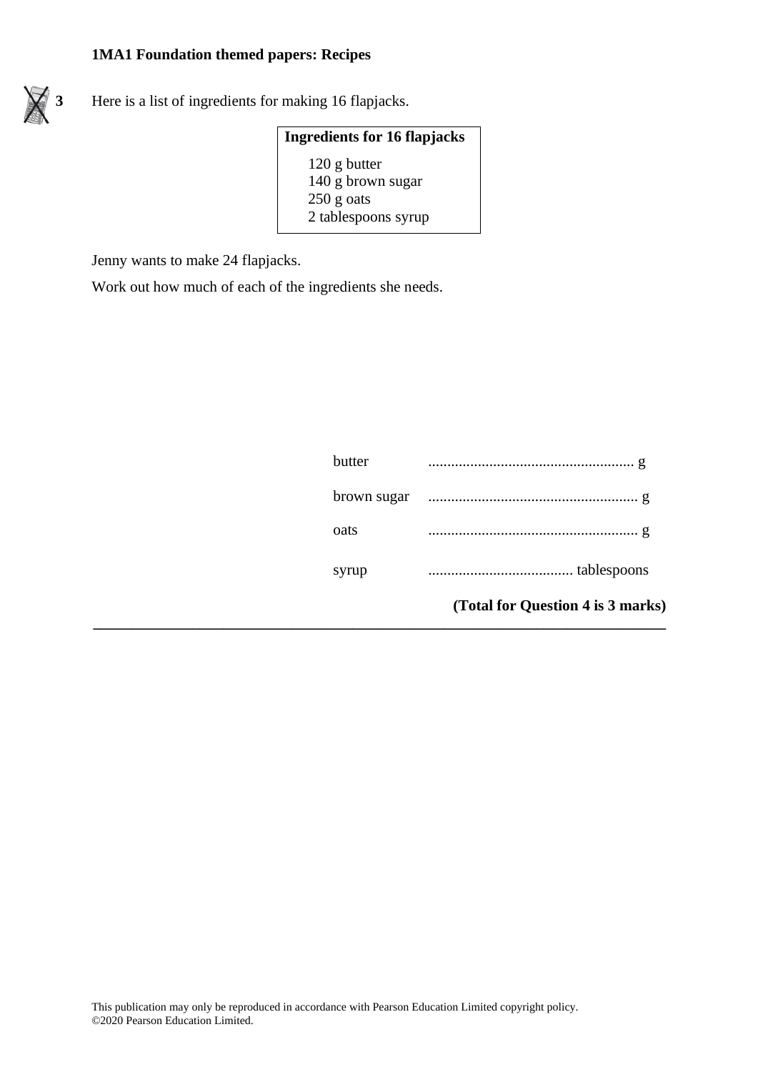**1MA1 Foundation themed papers: Recipes**

**3** Here is a list of ingredients for making 16 flapjacks.

| **Ingredients for 16 flapjacks** |
|---|
| 120 g butter |
| 140 g brown sugar |
| 250 g oats |
| 2 tablespoons syrup |

Jenny wants to make 24 flapjacks.

Work out how much of each of the ingredients she needs.

butter ...................................................... g

brown sugar ...................................................... g

oats ...................................................... g

syrup ...................................... tablespoons

**(Total for Question 4 is 3 marks)**

This publication may only be reproduced in accordance with Pearson Education Limited copyright policy.
©2020 Pearson Education Limited.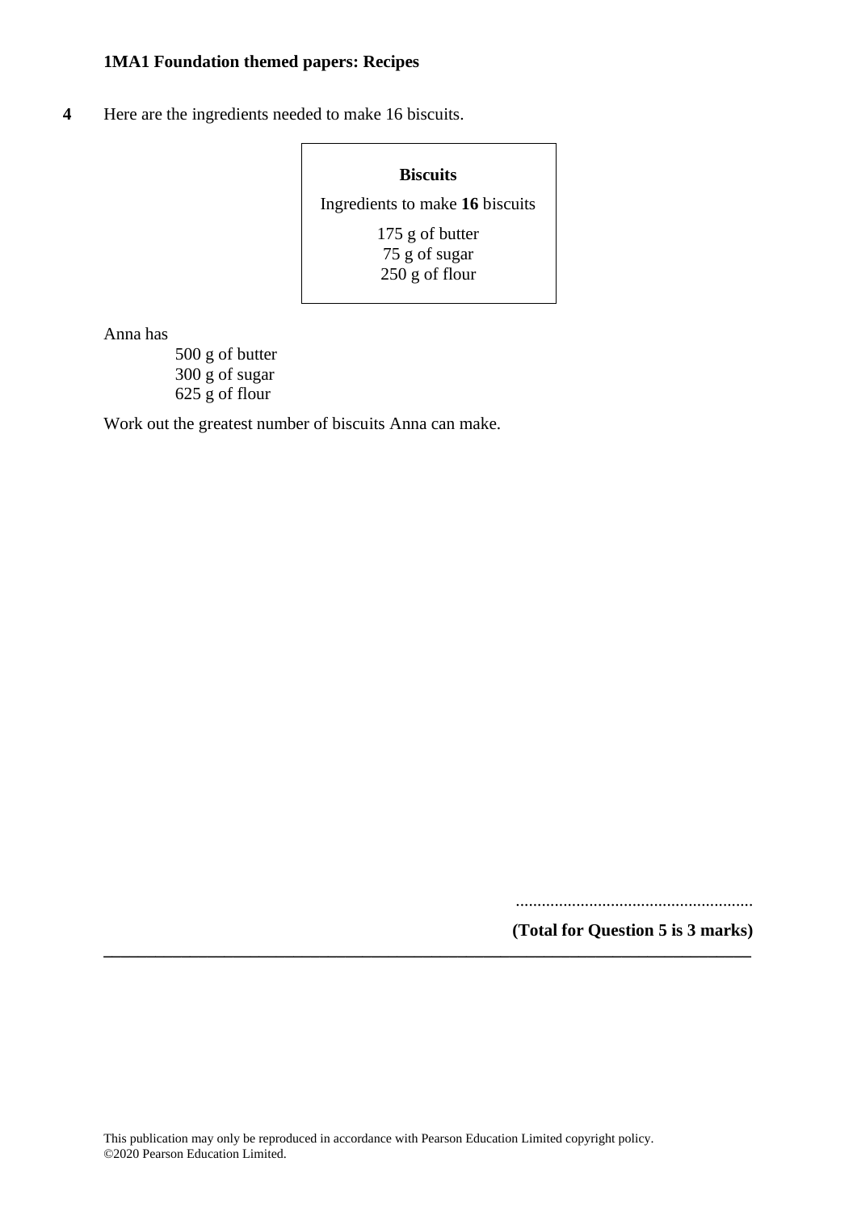**4** Here are the ingredients needed to make 16 biscuits.

> **Biscuits**
>
> Ingredients to make **16** biscuits
>
> 175 g of butter
> 75 g of sugar
> 250 g of flour

Anna has

500 g of butter
300 g of sugar
625 g of flour

Work out the greatest number of biscuits Anna can make.

.......................................................

**(Total for Question 5 is 3 marks)**

---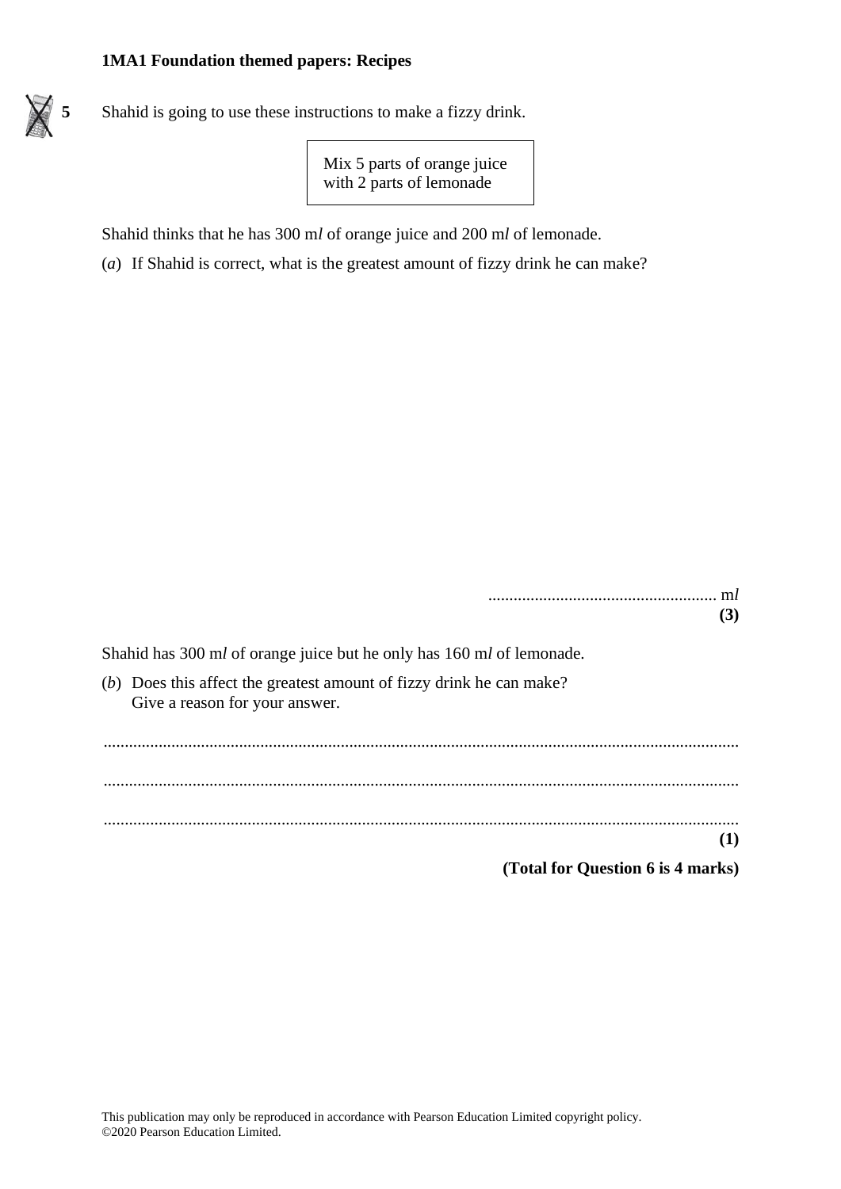**1MA1 Foundation themed papers: Recipes**

**5** Shahid is going to use these instructions to make a fizzy drink.

| Mix 5 parts of orange juice with 2 parts of lemonade |
|---|

Shahid thinks that he has 300 m*l* of orange juice and 200 m*l* of lemonade.

(*a*) If Shahid is correct, what is the greatest amount of fizzy drink he can make?

...................................................... m*l*
**(3)**

Shahid has 300 m*l* of orange juice but he only has 160 m*l* of lemonade.

(*b*) Does this affect the greatest amount of fizzy drink he can make?
Give a reason for your answer.

.......................................................................................................................................

.......................................................................................................................................

.......................................................................................................................................
**(1)**

**(Total for Question 6 is 4 marks)**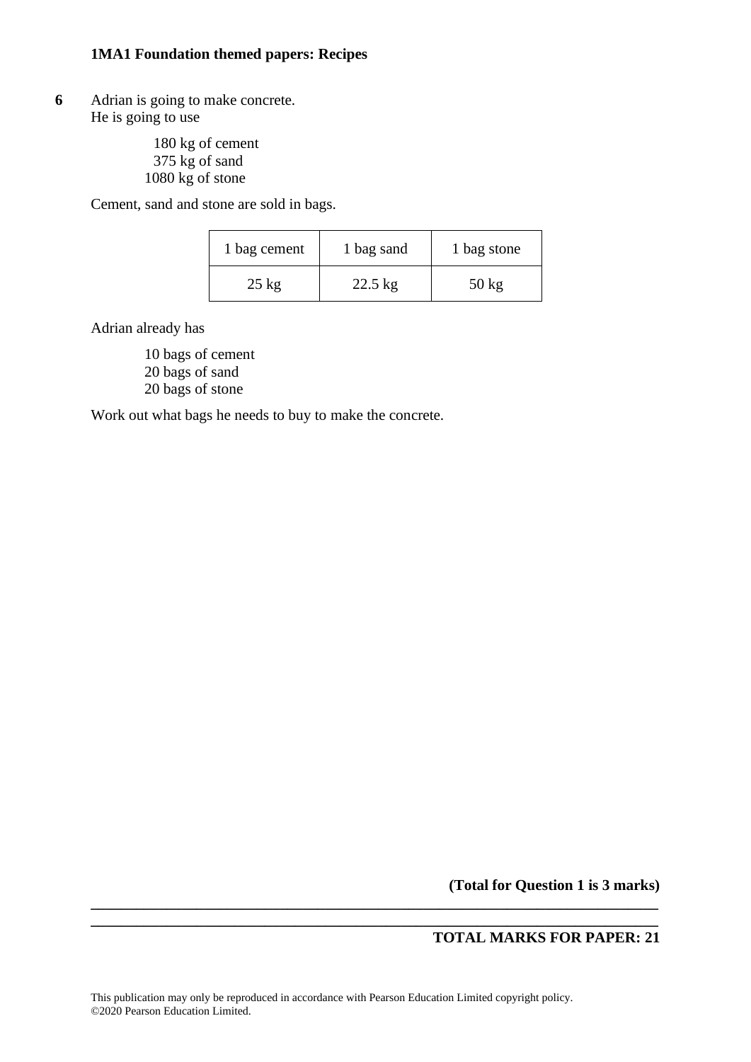**6** Adrian is going to make concrete.
He is going to use

180 kg of cement
375 kg of sand
1080 kg of stone

Cement, sand and stone are sold in bags.

| 1 bag cement | 1 bag sand | 1 bag stone |
|---|---|---|
| 25 kg | 22.5 kg | 50 kg |

Adrian already has

10 bags of cement
20 bags of sand
20 bags of stone

Work out what bags he needs to buy to make the concrete.

**(Total for Question 1 is 3 marks)**

---

**TOTAL MARKS FOR PAPER: 21**

This publication may only be reproduced in accordance with Pearson Education Limited copyright policy.
©2020 Pearson Education Limited.